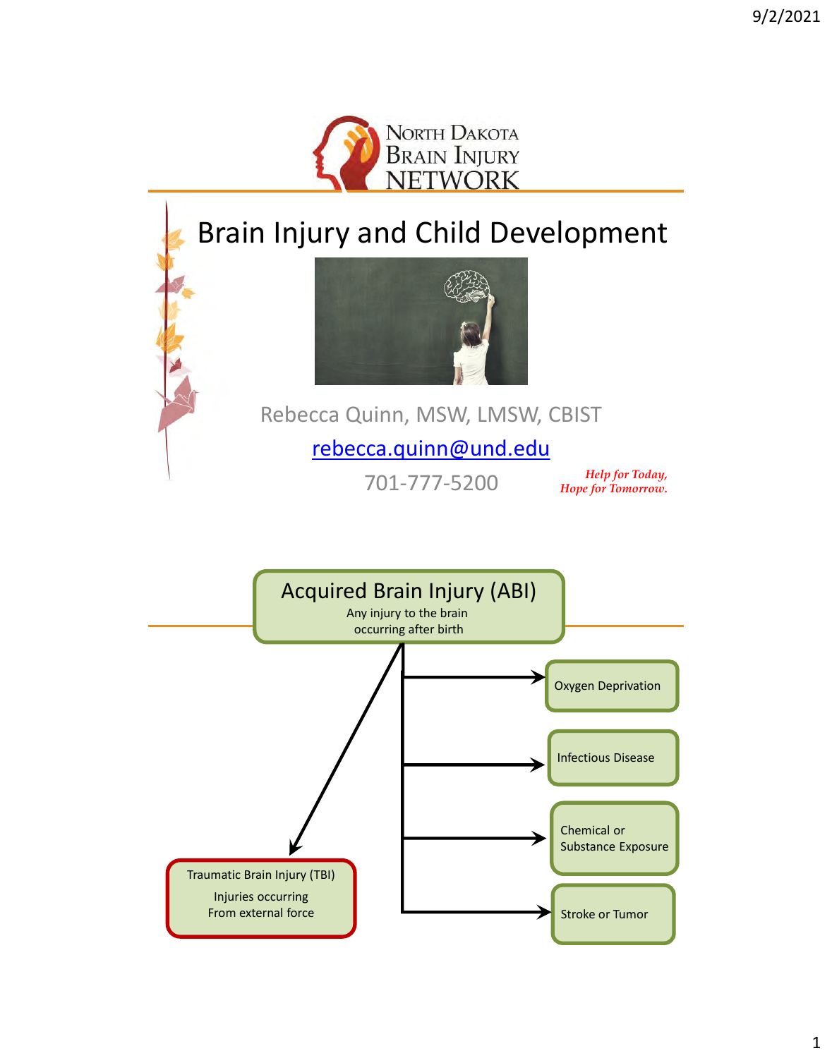North Dakota Brain Injury Network

# Brain Injury and Child Development

Rebecca Quinn, MSW, LMSW, CBIST

rebecca.quinn@und.edu

701-777-5200

*Help for Today, Hope for Tomorrow.*

---

## Acquired Brain Injury (ABI)

Any injury to the brain occurring after birth

- Traumatic Brain Injury (TBI)
  - Injuries occurring From external force
- Oxygen Deprivation
- Infectious Disease
- Chemical or Substance Exposure
- Stroke or Tumor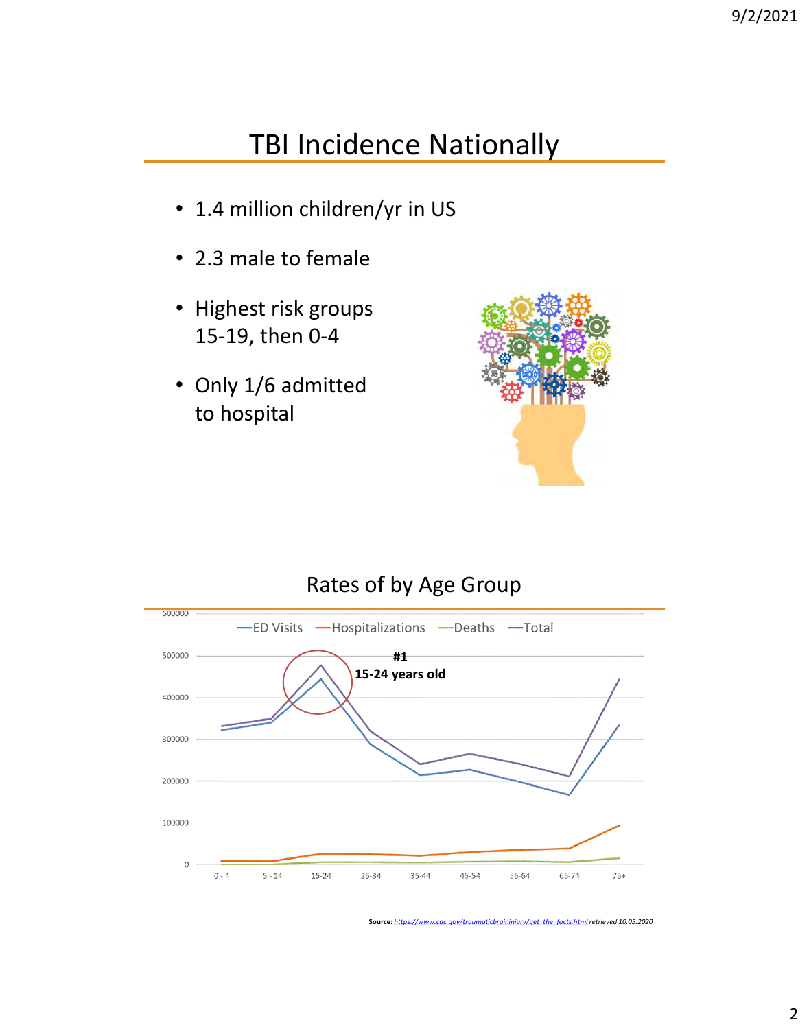# TBI Incidence Nationally

- 1.4 million children/yr in US
- 2.3 male to female
- Highest risk groups 15-19, then 0-4
- Only 1/6 admitted to hospital

## Rates of by Age Group

#1
**15-24 years old**

Source: https://www.cdc.gov/traumaticbraininjury/get_the_facts.html retrieved 10.05.2020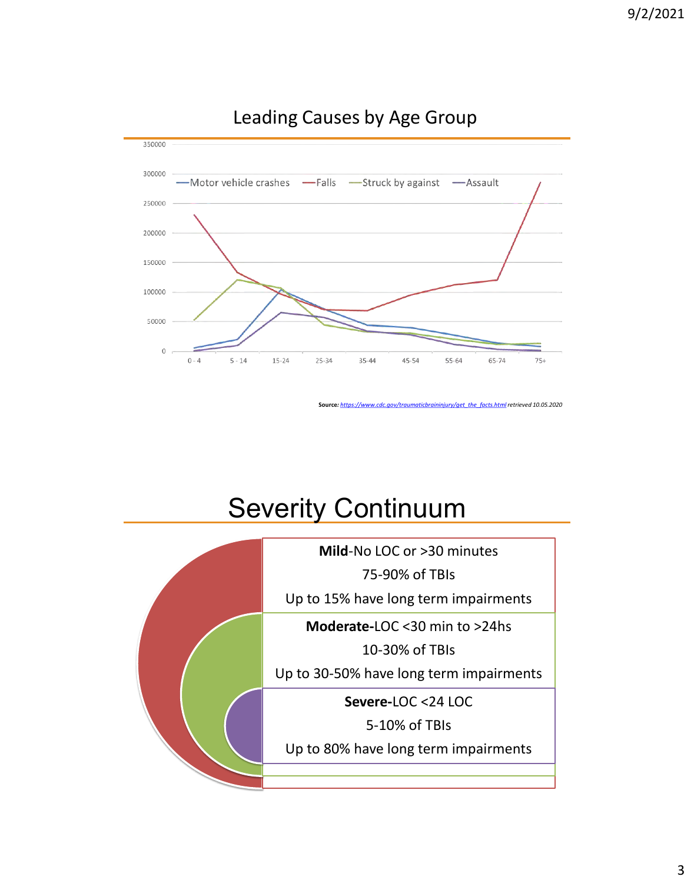## Leading Causes by Age Group

Source: *https://www.cdc.gov/traumaticbraininjury/get_the_facts.html retrieved 10.05.2020*

## Severity Continuum

**Mild**-No LOC or >30 minutes

75-90% of TBIs

Up to 15% have long term impairments

**Moderate**-LOC <30 min to >24hs

10-30% of TBIs

Up to 30-50% have long term impairments

**Severe-**LOC <24 LOC

5-10% of TBIs

Up to 80% have long term impairments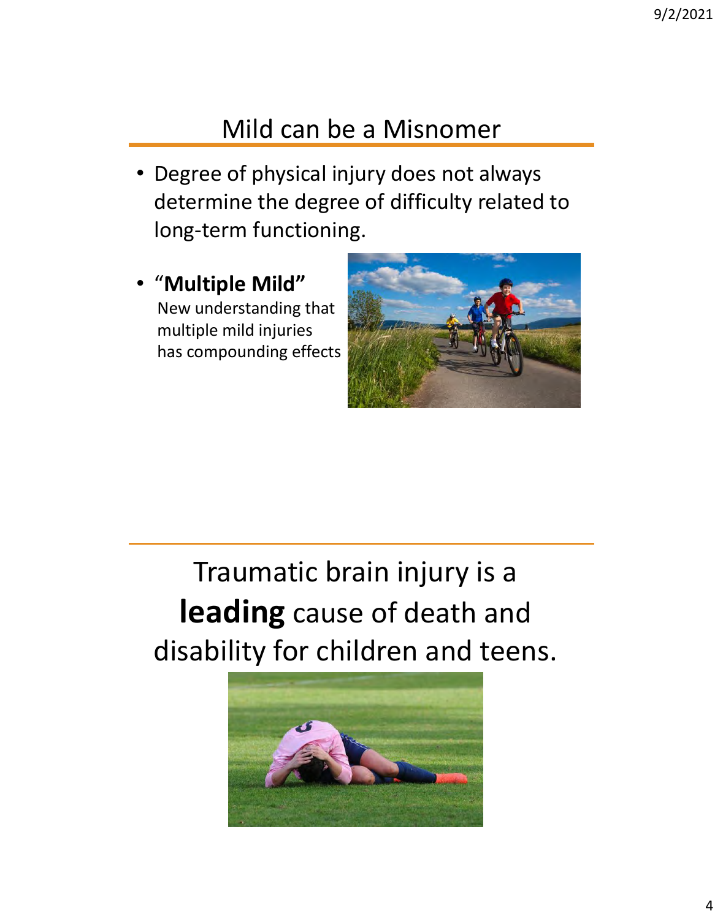## Mild can be a Misnomer

- Degree of physical injury does not always determine the degree of difficulty related to long-term functioning.
- "**Multiple Mild"**
  New understanding that multiple mild injuries has compounding effects

---

Traumatic brain injury is a **leading** cause of death and disability for children and teens.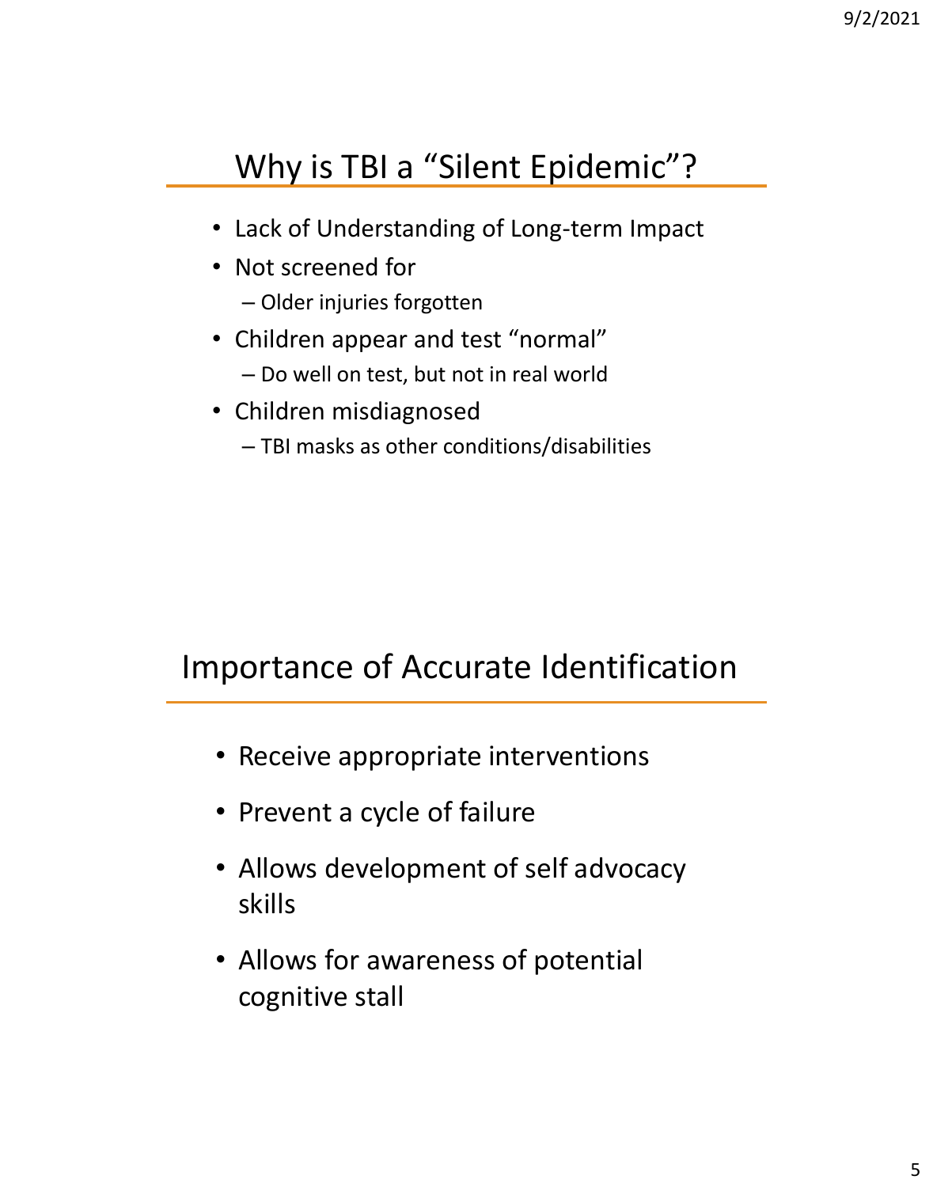## Why is TBI a "Silent Epidemic"?

- Lack of Understanding of Long-term Impact
- Not screened for
  - Older injuries forgotten
- Children appear and test "normal"
  - Do well on test, but not in real world
- Children misdiagnosed
  - TBI masks as other conditions/disabilities

## Importance of Accurate Identification

- Receive appropriate interventions
- Prevent a cycle of failure
- Allows development of self advocacy skills
- Allows for awareness of potential cognitive stall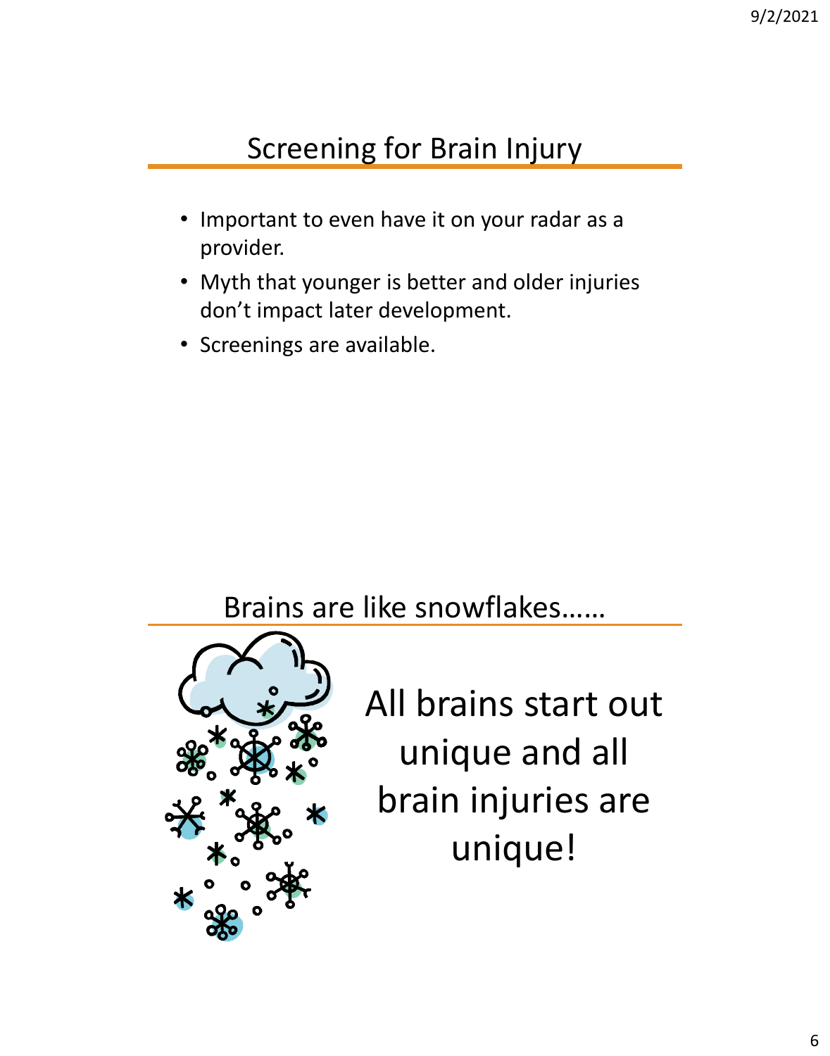## Screening for Brain Injury

- Important to even have it on your radar as a provider.
- Myth that younger is better and older injuries don't impact later development.
- Screenings are available.

## Brains are like snowflakes……

All brains start out unique and all brain injuries are unique!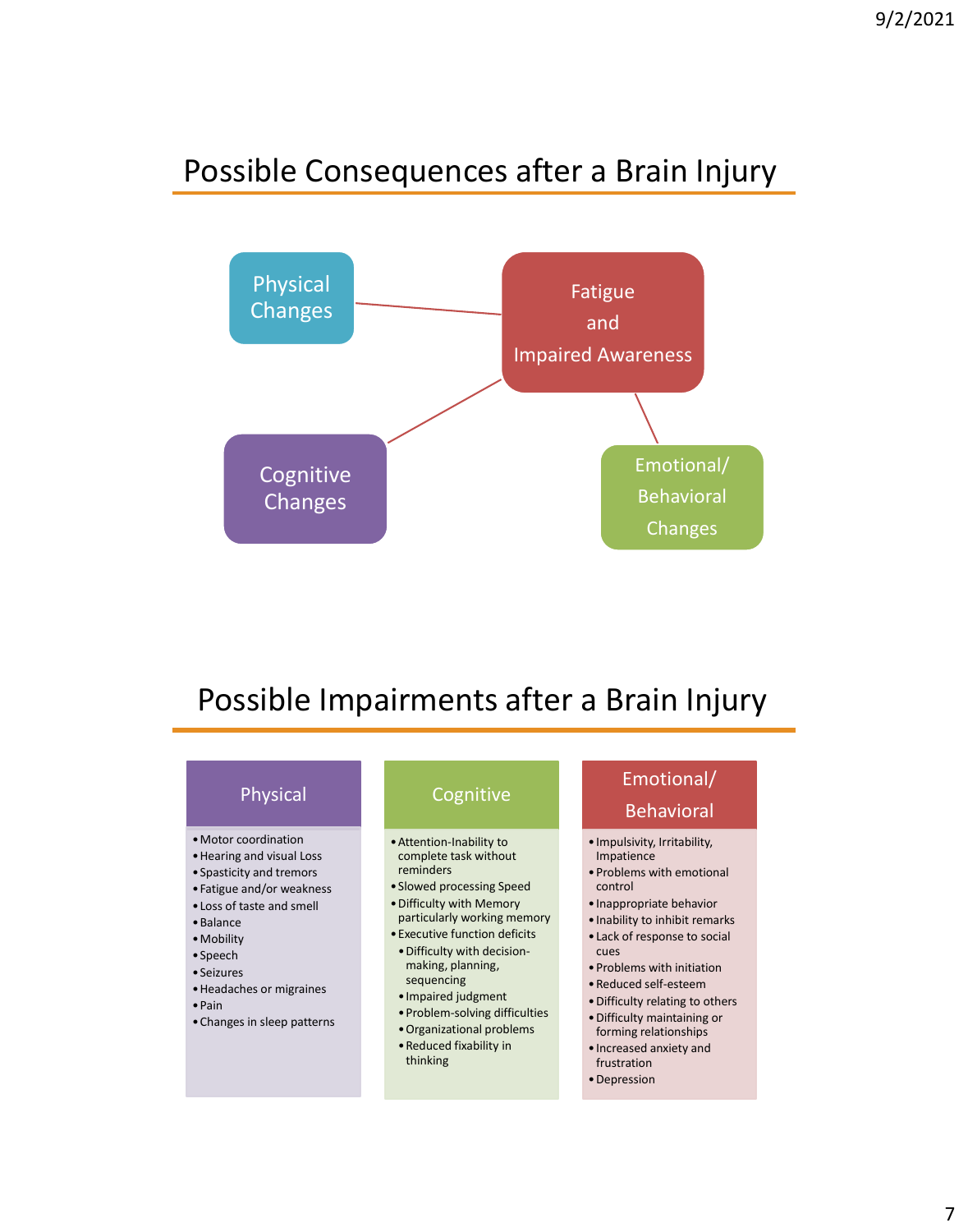## Possible Consequences after a Brain Injury

- Physical Changes
- Fatigue and Impaired Awareness
- Cognitive Changes
- Emotional/ Behavioral Changes

## Possible Impairments after a Brain Injury

### Physical

- Motor coordination
- Hearing and visual Loss
- Spasticity and tremors
- Fatigue and/or weakness
- Loss of taste and smell
- Balance
- Mobility
- Speech
- Seizures
- Headaches or migraines
- Pain
- Changes in sleep patterns

### Cognitive

- Attention-Inability to complete task without reminders
- Slowed processing Speed
- Difficulty with Memory particularly working memory
- Executive function deficits
  - Difficulty with decision-making, planning, sequencing
  - Impaired judgment
  - Problem-solving difficulties
  - Organizational problems
  - Reduced fixability in thinking

### Emotional/ Behavioral

- Impulsivity, Irritability, Impatience
- Problems with emotional control
- Inappropriate behavior
- Inability to inhibit remarks
- Lack of response to social cues
- Problems with initiation
- Reduced self-esteem
- Difficulty relating to others
- Difficulty maintaining or forming relationships
- Increased anxiety and frustration
- Depression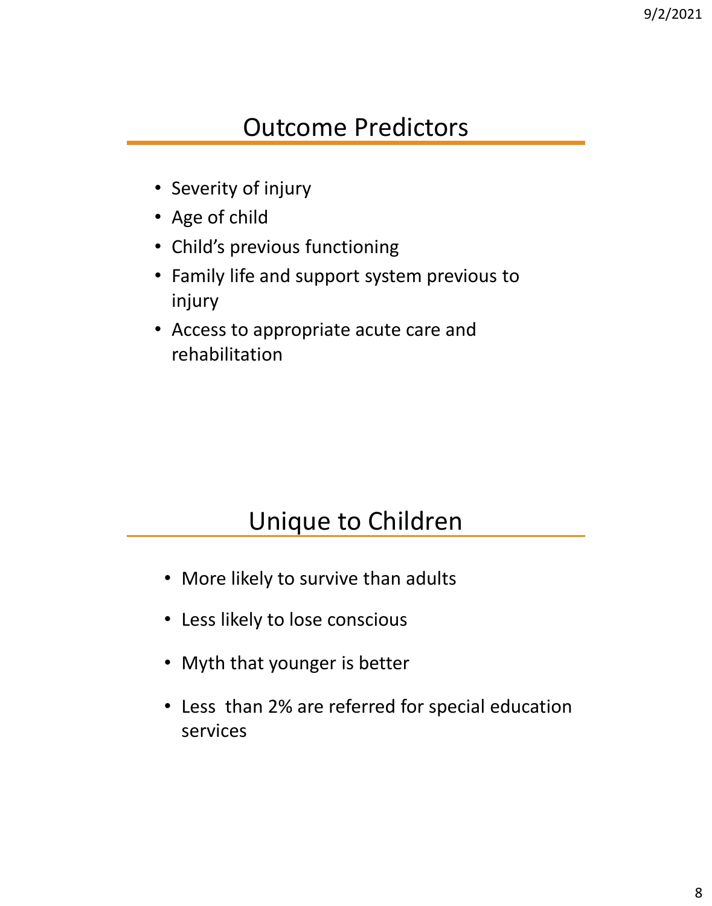## Outcome Predictors

- Severity of injury
- Age of child
- Child's previous functioning
- Family life and support system previous to injury
- Access to appropriate acute care and rehabilitation

## Unique to Children

- More likely to survive than adults
- Less likely to lose conscious
- Myth that younger is better
- Less than 2% are referred for special education services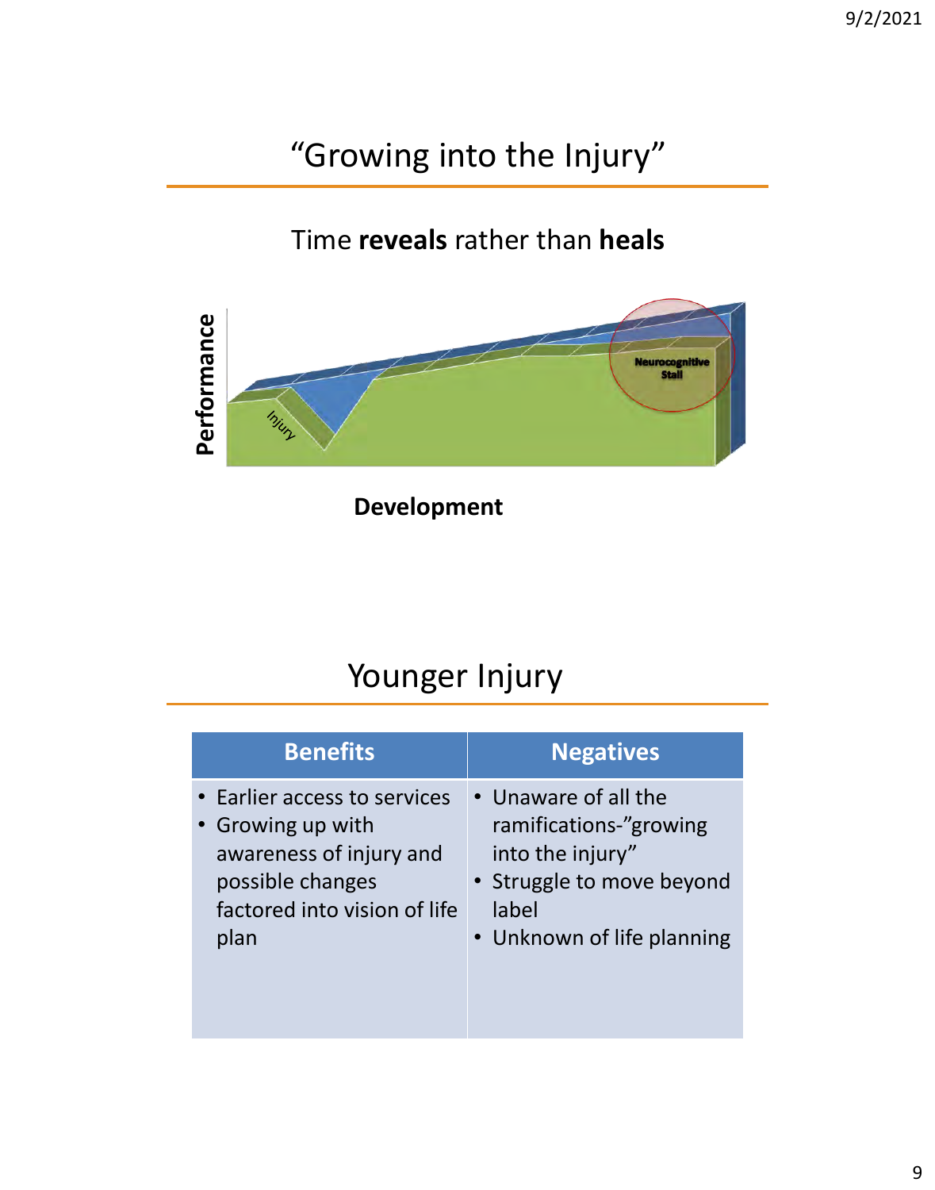# "Growing into the Injury"

Time **reveals** rather than **heals**

Performance

Injury

Neurocognitive Stall

**Development**

# Younger Injury

| Benefits | Negatives |
| --- | --- |
| • Earlier access to services<br>• Growing up with awareness of injury and possible changes factored into vision of life plan | • Unaware of all the ramifications-"growing into the injury"<br>• Struggle to move beyond label<br>• Unknown of life planning |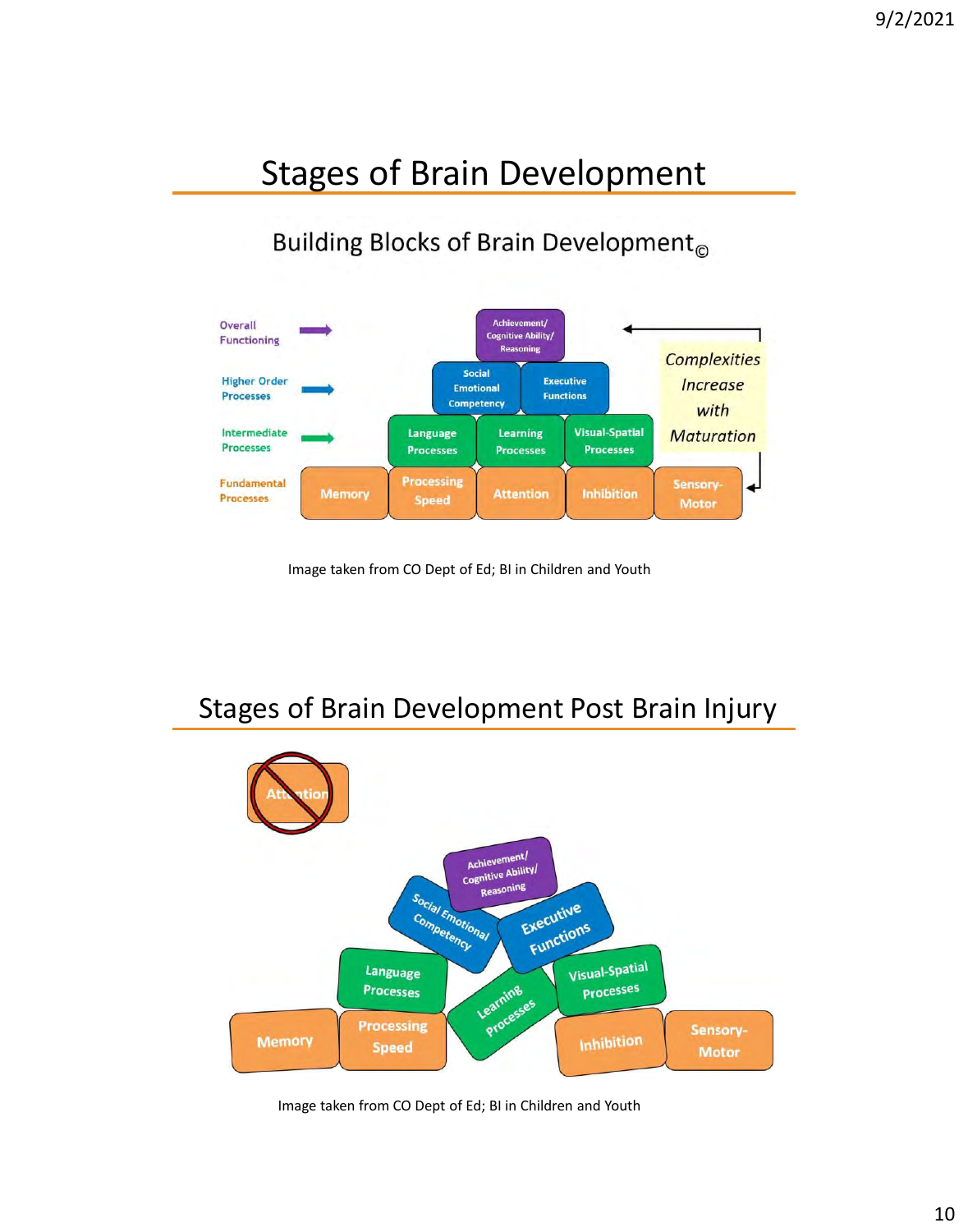# Stages of Brain Development

## Building Blocks of Brain Development©

| | | | | | |
|---|---|---|---|---|---|
| Overall Functioning | | | Achievement/ Cognitive Ability/ Reasoning | | |
| Higher Order Processes | | Social Emotional Competency | Executive Functions | | |
| Intermediate Processes | | Language Processes | Learning Processes | Visual-Spatial Processes | |
| Fundamental Processes | Memory | Processing Speed | Attention | Inhibition | Sensory-Motor |

*Complexities Increase with Maturation*

Image taken from CO Dept of Ed; BI in Children and Youth

# Stages of Brain Development Post Brain Injury

Attention

Achievement/ Cognitive Ability/ Reasoning

Social Emotional Competency

Executive Functions

Language Processes

Learning Processes

Visual-Spatial Processes

Memory

Processing Speed

Inhibition

Sensory-Motor

Image taken from CO Dept of Ed; BI in Children and Youth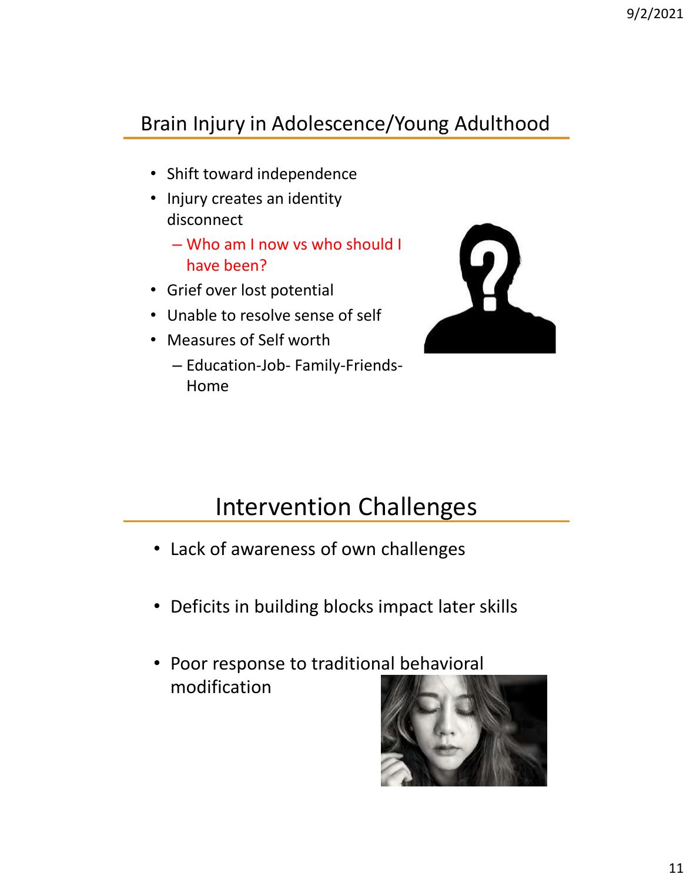## Brain Injury in Adolescence/Young Adulthood

- Shift toward independence
- Injury creates an identity disconnect
  - Who am I now vs who should I have been?
- Grief over lost potential
- Unable to resolve sense of self
- Measures of Self worth
  - Education-Job- Family-Friends-Home

## Intervention Challenges

- Lack of awareness of own challenges
- Deficits in building blocks impact later skills
- Poor response to traditional behavioral modification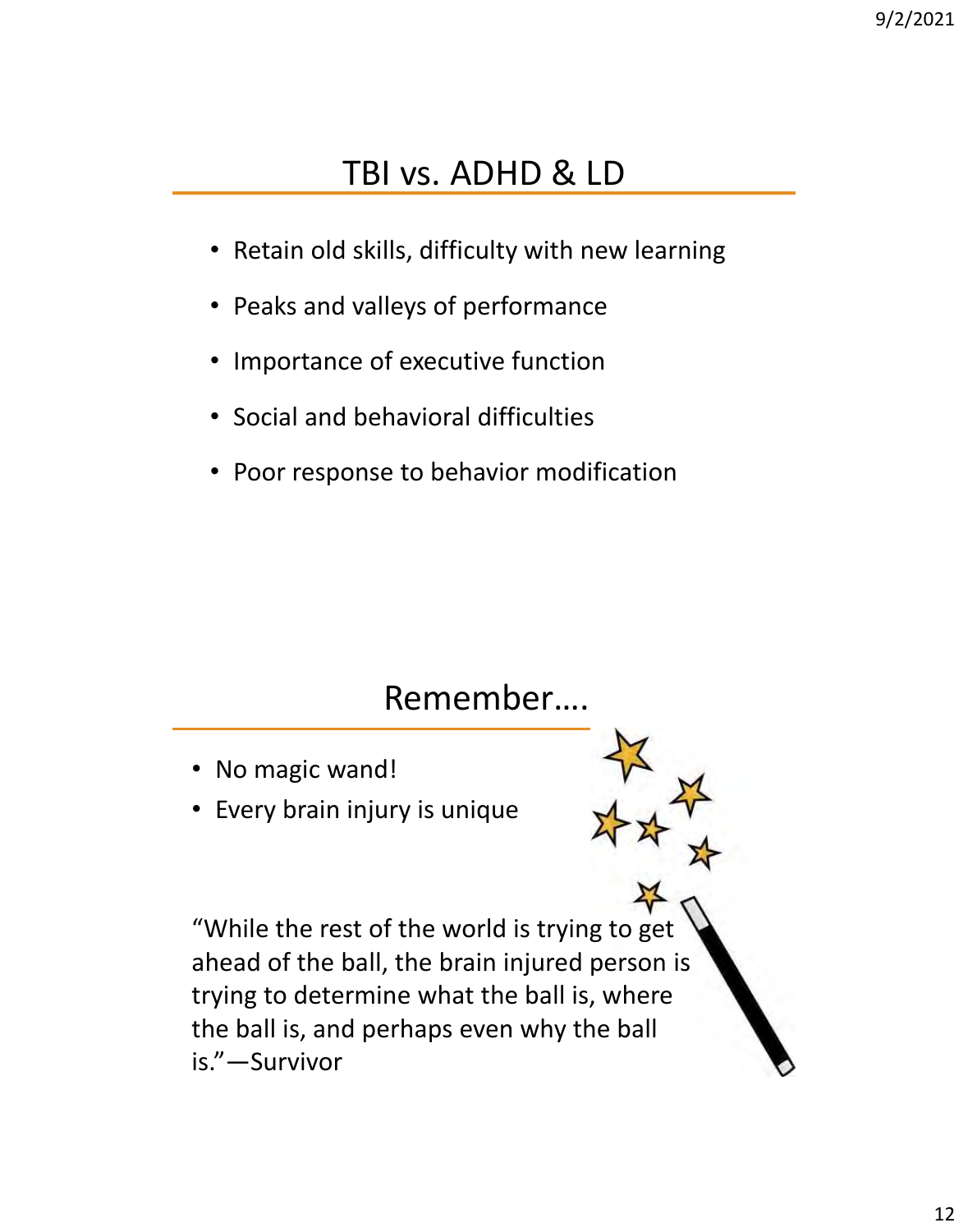## TBI vs. ADHD & LD

- Retain old skills, difficulty with new learning
- Peaks and valleys of performance
- Importance of executive function
- Social and behavioral difficulties
- Poor response to behavior modification

## Remember….

- No magic wand!
- Every brain injury is unique

“While the rest of the world is trying to get ahead of the ball, the brain injured person is trying to determine what the ball is, where the ball is, and perhaps even why the ball is.”—Survivor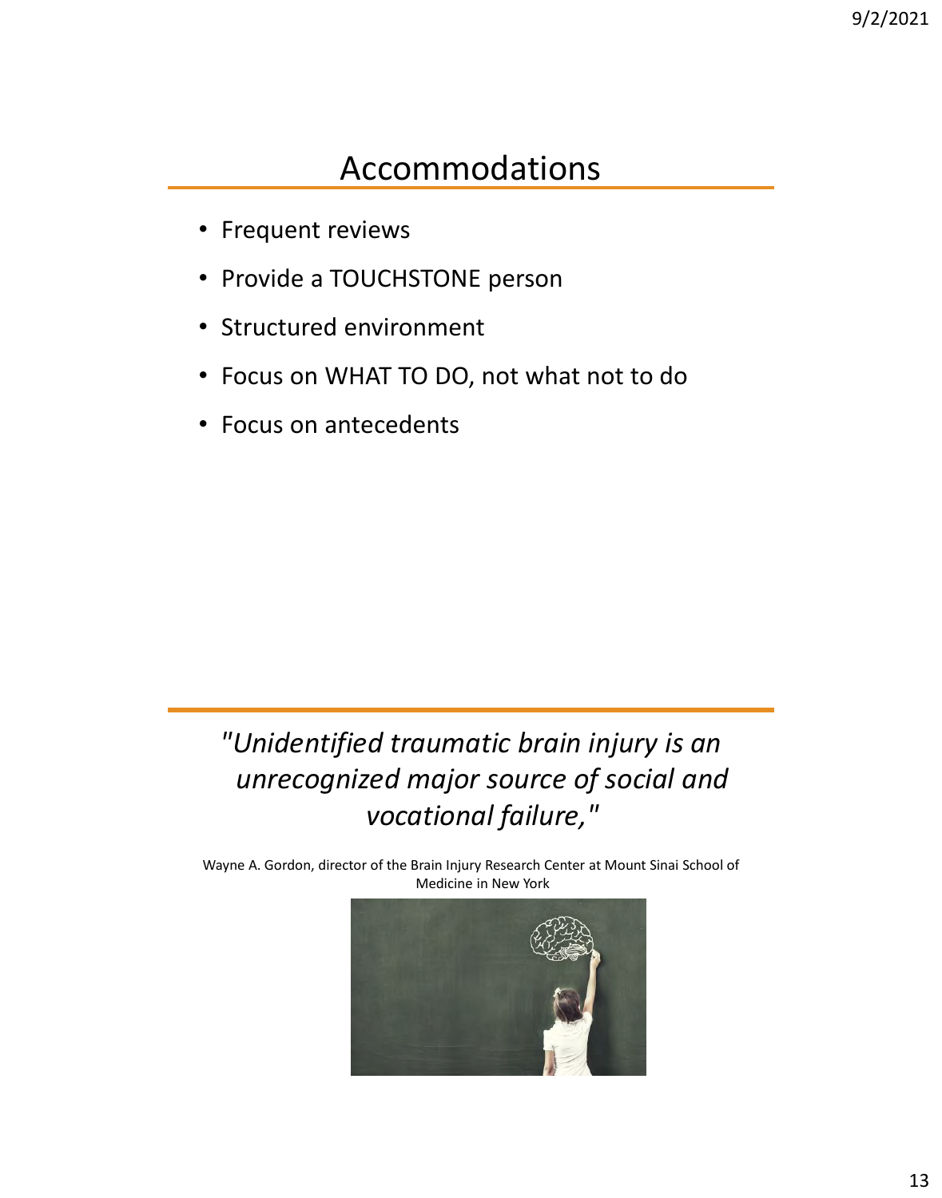# Accommodations

- Frequent reviews
- Provide a TOUCHSTONE person
- Structured environment
- Focus on WHAT TO DO, not what not to do
- Focus on antecedents

*"Unidentified traumatic brain injury is an unrecognized major source of social and vocational failure,"*

Wayne A. Gordon, director of the Brain Injury Research Center at Mount Sinai School of Medicine in New York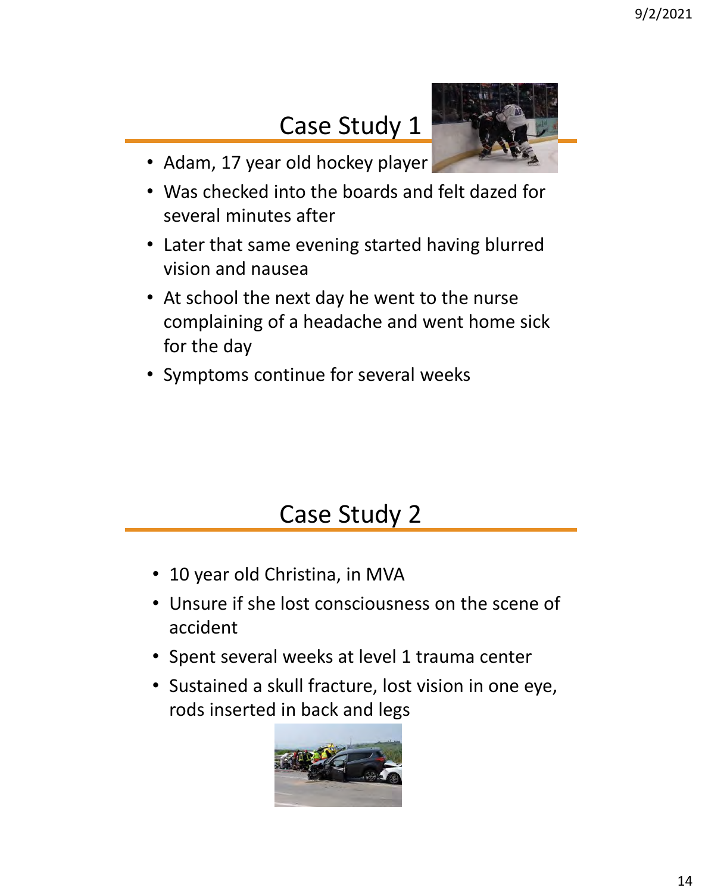# Case Study 1

- Adam, 17 year old hockey player
- Was checked into the boards and felt dazed for several minutes after
- Later that same evening started having blurred vision and nausea
- At school the next day he went to the nurse complaining of a headache and went home sick for the day
- Symptoms continue for several weeks

# Case Study 2

- 10 year old Christina, in MVA
- Unsure if she lost consciousness on the scene of accident
- Spent several weeks at level 1 trauma center
- Sustained a skull fracture, lost vision in one eye, rods inserted in back and legs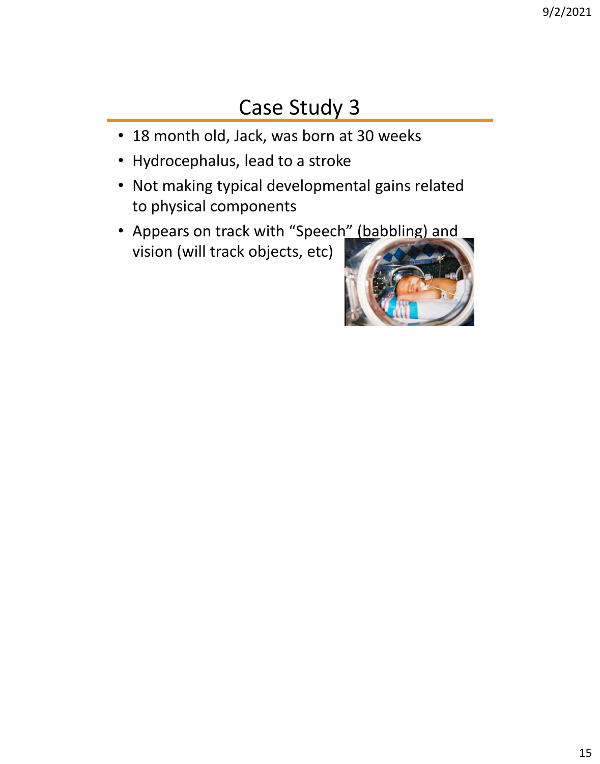# Case Study 3

- 18 month old, Jack, was born at 30 weeks
- Hydrocephalus, lead to a stroke
- Not making typical developmental gains related to physical components
- Appears on track with "Speech" (babbling) and vision (will track objects, etc)